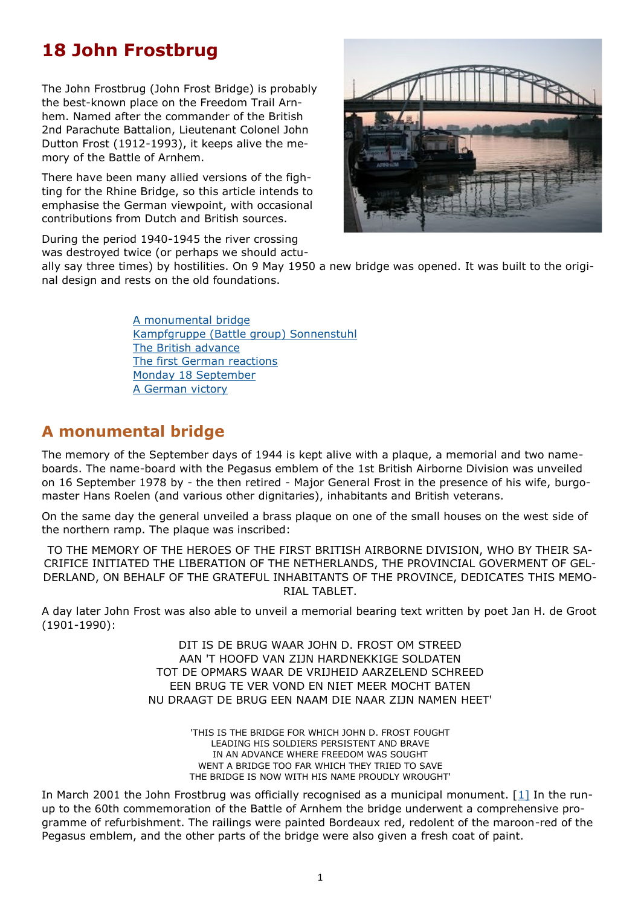# 18 John Frostbrug

The John Frostbrug (John Frost Bridge) is probably the best-known place on the Freedom Trail Arnhem. Named after the commander of the British 2nd Parachute Battalion, Lieutenant Colonel John Dutton Frost (1912-1993), it keeps alive the memory of the Battle of Arnhem.

There have been many allied versions of the fighting for the Rhine Bridge, so this article intends to emphasise the German viewpoint, with occasional contributions from Dutch and British sources.

During the period 1940-1945 the river crossing was destroyed twice (or perhaps we should actually say three times) by hostilities. On 9 May 1950 a new bridge was opened. It was built to the original design and rests on the old foundations.

- A monumental bridge
- Kampfgruppe (Battle group) Sonnenstuhl
- The British advance
- The first German reactions
- Monday 18 September
- A German victory

## A monumental bridge

The memory of the September days of 1944 is kept alive with a plaque, a memorial and two name-boards. The name-board with the Pegasus emblem of the 1st British Airborne Division was unveiled on 16 September 1978 by - the then retired - Major General Frost in the presence of his wife, burgomaster Hans Roelen (and various other dignitaries), inhabitants and British veterans.

On the same day the general unveiled a brass plaque on one of the small houses on the west side of the northern ramp. The plaque was inscribed:

TO THE MEMORY OF THE HEROES OF THE FIRST BRITISH AIRBORNE DIVISION, WHO BY THEIR SACRIFICE INITIATED THE LIBERATION OF THE NETHERLANDS, THE PROVINCIAL GOVERMENT OF GELDERLAND, ON BEHALF OF THE GRATEFUL INHABITANTS OF THE PROVINCE, DEDICATES THIS MEMORIAL TABLET.

A day later John Frost was also able to unveil a memorial bearing text written by poet Jan H. de Groot (1901-1990):

DIT IS DE BRUG WAAR JOHN D. FROST OM STREED
AAN 'T HOOFD VAN ZIJN HARDNEKKIGE SOLDATEN
TOT DE OPMARS WAAR DE VRIJHEID AARZELEND SCHREED
EEN BRUG TE VER VOND EN NIET MEER MOCHT BATEN
NU DRAAGT DE BRUG EEN NAAM DIE NAAR ZIJN NAMEN HEET'

'THIS IS THE BRIDGE FOR WHICH JOHN D. FROST FOUGHT
LEADING HIS SOLDIERS PERSISTENT AND BRAVE
IN AN ADVANCE WHERE FREEDOM WAS SOUGHT
WENT A BRIDGE TOO FAR WHICH THEY TRIED TO SAVE
THE BRIDGE IS NOW WITH HIS NAME PROUDLY WROUGHT'

In March 2001 the John Frostbrug was officially recognised as a municipal monument. [1] In the run-up to the 60th commemoration of the Battle of Arnhem the bridge underwent a comprehensive programme of refurbishment. The railings were painted Bordeaux red, redolent of the maroon-red of the Pegasus emblem, and the other parts of the bridge were also given a fresh coat of paint.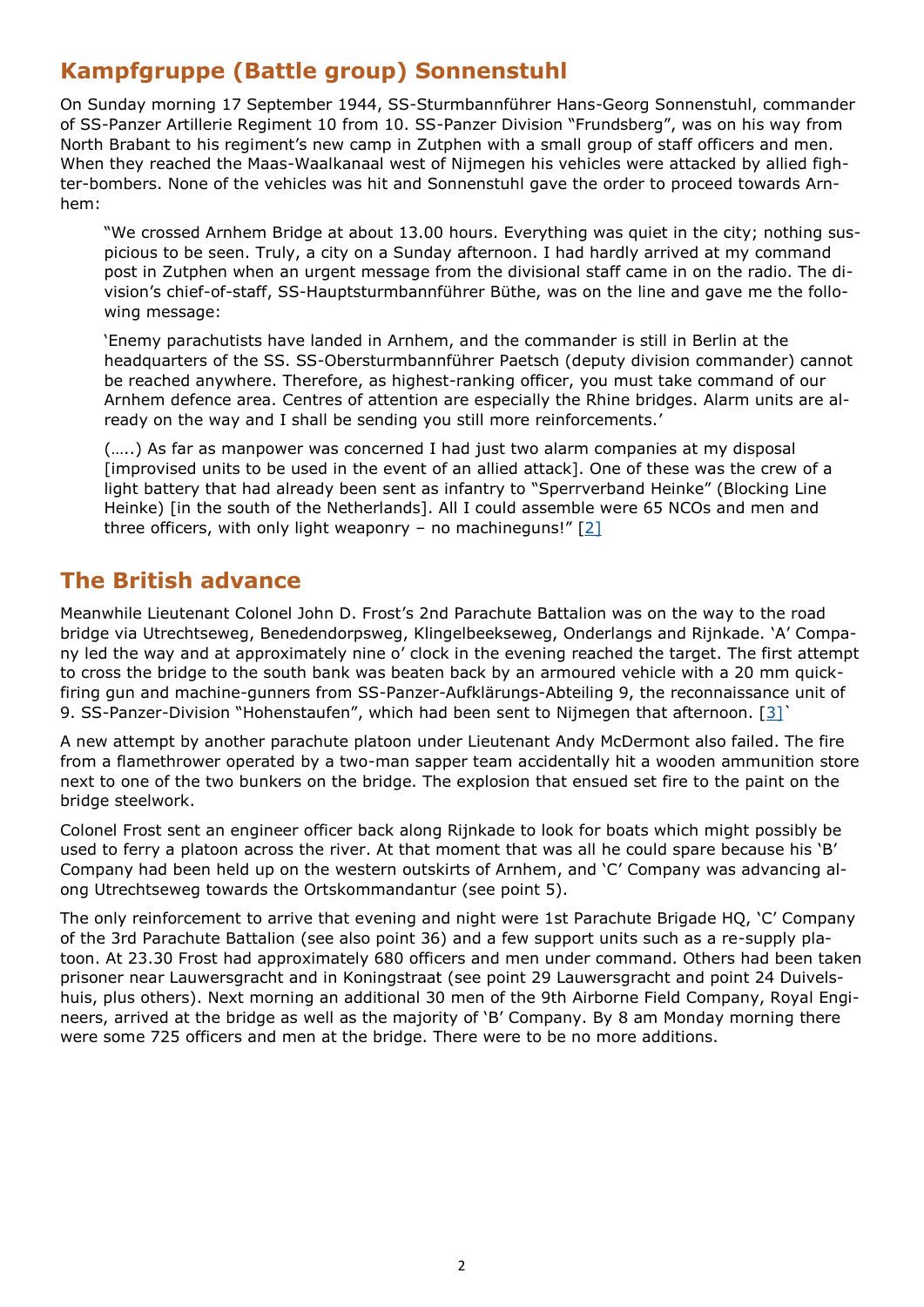## Kampfgruppe (Battle group) Sonnenstuhl

On Sunday morning 17 September 1944, SS-Sturmbannführer Hans-Georg Sonnenstuhl, commander of SS-Panzer Artillerie Regiment 10 from 10. SS-Panzer Division "Frundsberg", was on his way from North Brabant to his regiment's new camp in Zutphen with a small group of staff officers and men. When they reached the Maas-Waalkanaal west of Nijmegen his vehicles were attacked by allied fighter-bombers. None of the vehicles was hit and Sonnenstuhl gave the order to proceed towards Arnhem:

> "We crossed Arnhem Bridge at about 13.00 hours. Everything was quiet in the city; nothing suspicious to be seen. Truly, a city on a Sunday afternoon. I had hardly arrived at my command post in Zutphen when an urgent message from the divisional staff came in on the radio. The division's chief-of-staff, SS-Hauptsturmbannführer Büthe, was on the line and gave me the following message:
>
> 'Enemy parachutists have landed in Arnhem, and the commander is still in Berlin at the headquarters of the SS. SS-Obersturmbannführer Paetsch (deputy division commander) cannot be reached anywhere. Therefore, as highest-ranking officer, you must take command of our Arnhem defence area. Centres of attention are especially the Rhine bridges. Alarm units are already on the way and I shall be sending you still more reinforcements.'
>
> (…..) As far as manpower was concerned I had just two alarm companies at my disposal [improvised units to be used in the event of an allied attack]. One of these was the crew of a light battery that had already been sent as infantry to "Sperrverband Heinke" (Blocking Line Heinke) [in the south of the Netherlands]. All I could assemble were 65 NCOs and men and three officers, with only light weaponry – no machineguns!" [2]

## The British advance

Meanwhile Lieutenant Colonel John D. Frost's 2nd Parachute Battalion was on the way to the road bridge via Utrechtseweg, Benedendorpsweg, Klingelbeekseweg, Onderlangs and Rijnkade. 'A' Company led the way and at approximately nine o' clock in the evening reached the target. The first attempt to cross the bridge to the south bank was beaten back by an armoured vehicle with a 20 mm quick-firing gun and machine-gunners from SS-Panzer-Aufklärungs-Abteiling 9, the reconnaissance unit of 9. SS-Panzer-Division "Hohenstaufen", which had been sent to Nijmegen that afternoon. [3]`

A new attempt by another parachute platoon under Lieutenant Andy McDermont also failed. The fire from a flamethrower operated by a two-man sapper team accidentally hit a wooden ammunition store next to one of the two bunkers on the bridge. The explosion that ensued set fire to the paint on the bridge steelwork.

Colonel Frost sent an engineer officer back along Rijnkade to look for boats which might possibly be used to ferry a platoon across the river. At that moment that was all he could spare because his 'B' Company had been held up on the western outskirts of Arnhem, and 'C' Company was advancing along Utrechtseweg towards the Ortskommandantur (see point 5).

The only reinforcement to arrive that evening and night were 1st Parachute Brigade HQ, 'C' Company of the 3rd Parachute Battalion (see also point 36) and a few support units such as a re-supply platoon. At 23.30 Frost had approximately 680 officers and men under command. Others had been taken prisoner near Lauwersgracht and in Koningstraat (see point 29 Lauwersgracht and point 24 Duivelshuis, plus others). Next morning an additional 30 men of the 9th Airborne Field Company, Royal Engineers, arrived at the bridge as well as the majority of 'B' Company. By 8 am Monday morning there were some 725 officers and men at the bridge. There were to be no more additions.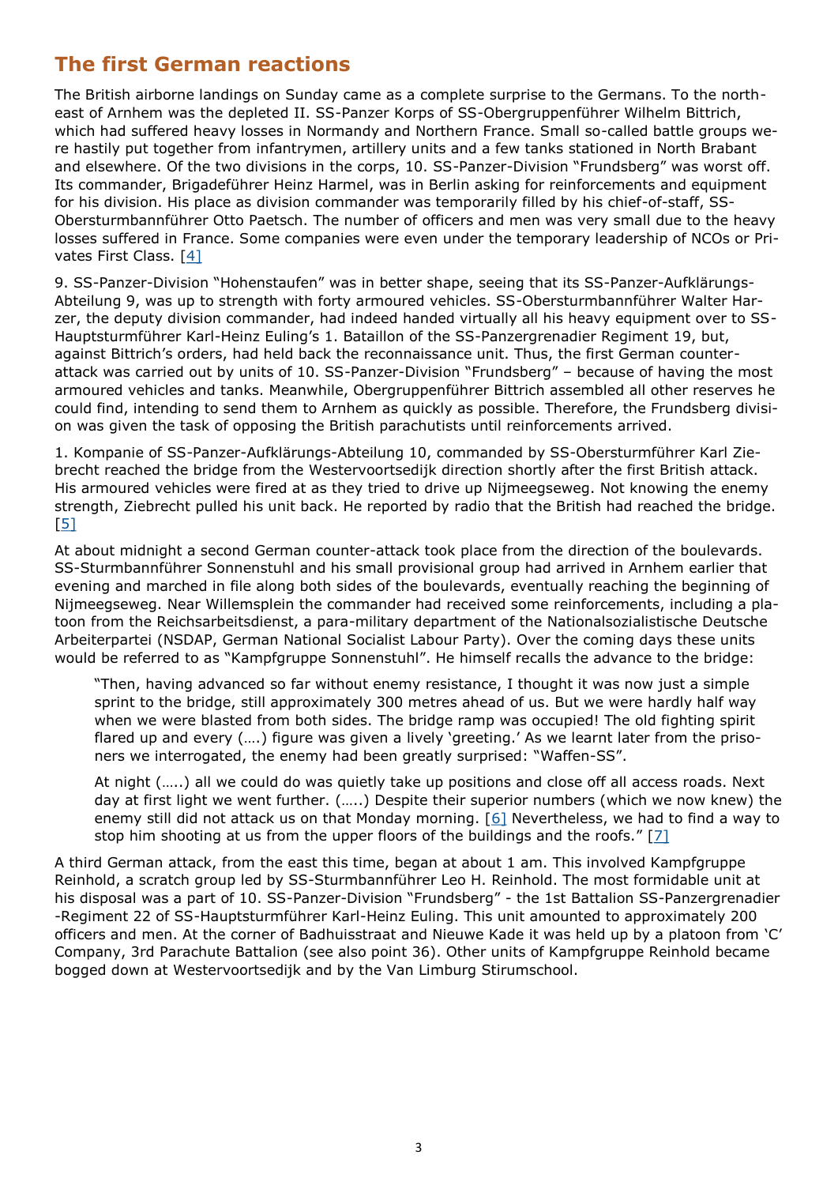## The first German reactions

The British airborne landings on Sunday came as a complete surprise to the Germans. To the north-east of Arnhem was the depleted II. SS-Panzer Korps of SS-Obergruppenführer Wilhelm Bittrich, which had suffered heavy losses in Normandy and Northern France. Small so-called battle groups were hastily put together from infantrymen, artillery units and a few tanks stationed in North Brabant and elsewhere. Of the two divisions in the corps, 10. SS-Panzer-Division "Frundsberg" was worst off. Its commander, Brigadeführer Heinz Harmel, was in Berlin asking for reinforcements and equipment for his division. His place as division commander was temporarily filled by his chief-of-staff, SS-Obersturmbannführer Otto Paetsch. The number of officers and men was very small due to the heavy losses suffered in France. Some companies were even under the temporary leadership of NCOs or Privates First Class. [4]

9. SS-Panzer-Division "Hohenstaufen" was in better shape, seeing that its SS-Panzer-Aufklärungs-Abteilung 9, was up to strength with forty armoured vehicles. SS-Obersturmbannführer Walter Harzer, the deputy division commander, had indeed handed virtually all his heavy equipment over to SS-Hauptsturmführer Karl-Heinz Euling's 1. Bataillon of the SS-Panzergrenadier Regiment 19, but, against Bittrich's orders, had held back the reconnaissance unit. Thus, the first German counter-attack was carried out by units of 10. SS-Panzer-Division "Frundsberg" – because of having the most armoured vehicles and tanks. Meanwhile, Obergruppenführer Bittrich assembled all other reserves he could find, intending to send them to Arnhem as quickly as possible. Therefore, the Frundsberg division was given the task of opposing the British parachutists until reinforcements arrived.

1. Kompanie of SS-Panzer-Aufklärungs-Abteilung 10, commanded by SS-Obersturmführer Karl Ziebrecht reached the bridge from the Westervoortsedijk direction shortly after the first British attack. His armoured vehicles were fired at as they tried to drive up Nijmeegseweg. Not knowing the enemy strength, Ziebrecht pulled his unit back. He reported by radio that the British had reached the bridge. [5]

At about midnight a second German counter-attack took place from the direction of the boulevards. SS-Sturmbannführer Sonnenstuhl and his small provisional group had arrived in Arnhem earlier that evening and marched in file along both sides of the boulevards, eventually reaching the beginning of Nijmeegseweg. Near Willemsplein the commander had received some reinforcements, including a platoon from the Reichsarbeitsdienst, a para-military department of the Nationalsozialistische Deutsche Arbeiterpartei (NSDAP, German National Socialist Labour Party). Over the coming days these units would be referred to as "Kampfgruppe Sonnenstuhl". He himself recalls the advance to the bridge:

> "Then, having advanced so far without enemy resistance, I thought it was now just a simple sprint to the bridge, still approximately 300 metres ahead of us. But we were hardly half way when we were blasted from both sides. The bridge ramp was occupied! The old fighting spirit flared up and every (….) figure was given a lively 'greeting.' As we learnt later from the prisoners we interrogated, the enemy had been greatly surprised: "Waffen-SS".
>
> At night (…..) all we could do was quietly take up positions and close off all access roads. Next day at first light we went further. (…..) Despite their superior numbers (which we now knew) the enemy still did not attack us on that Monday morning. [6] Nevertheless, we had to find a way to stop him shooting at us from the upper floors of the buildings and the roofs." [7]

A third German attack, from the east this time, began at about 1 am. This involved Kampfgruppe Reinhold, a scratch group led by SS-Sturmbannführer Leo H. Reinhold. The most formidable unit at his disposal was a part of 10. SS-Panzer-Division "Frundsberg" - the 1st Battalion SS-Panzergrenadier-Regiment 22 of SS-Hauptsturmführer Karl-Heinz Euling. This unit amounted to approximately 200 officers and men. At the corner of Badhuisstraat and Nieuwe Kade it was held up by a platoon from 'C' Company, 3rd Parachute Battalion (see also point 36). Other units of Kampfgruppe Reinhold became bogged down at Westervoortsedijk and by the Van Limburg Stirumschool.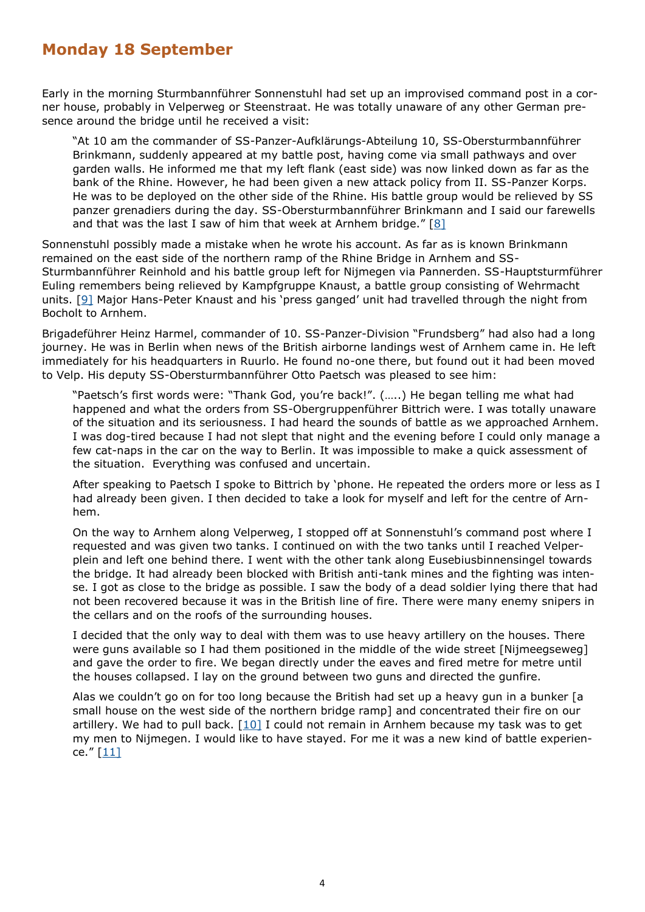## Monday 18 September

Early in the morning Sturmbannführer Sonnenstuhl had set up an improvised command post in a corner house, probably in Velperweg or Steenstraat. He was totally unaware of any other German presence around the bridge until he received a visit:

> "At 10 am the commander of SS-Panzer-Aufklärungs-Abteilung 10, SS-Obersturmbannführer Brinkmann, suddenly appeared at my battle post, having come via small pathways and over garden walls. He informed me that my left flank (east side) was now linked down as far as the bank of the Rhine. However, he had been given a new attack policy from II. SS-Panzer Korps. He was to be deployed on the other side of the Rhine. His battle group would be relieved by SS panzer grenadiers during the day. SS-Obersturmbannführer Brinkmann and I said our farewells and that was the last I saw of him that week at Arnhem bridge." [8]

Sonnenstuhl possibly made a mistake when he wrote his account. As far as is known Brinkmann remained on the east side of the northern ramp of the Rhine Bridge in Arnhem and SS-Sturmbannführer Reinhold and his battle group left for Nijmegen via Pannerden. SS-Hauptsturmführer Euling remembers being relieved by Kampfgruppe Knaust, a battle group consisting of Wehrmacht units. [9] Major Hans-Peter Knaust and his 'press ganged' unit had travelled through the night from Bocholt to Arnhem.

Brigadeführer Heinz Harmel, commander of 10. SS-Panzer-Division "Frundsberg" had also had a long journey. He was in Berlin when news of the British airborne landings west of Arnhem came in. He left immediately for his headquarters in Ruurlo. He found no-one there, but found out it had been moved to Velp. His deputy SS-Obersturmbannführer Otto Paetsch was pleased to see him:

> "Paetsch's first words were: "Thank God, you're back!". (…..) He began telling me what had happened and what the orders from SS-Obergruppenführer Bittrich were. I was totally unaware of the situation and its seriousness. I had heard the sounds of battle as we approached Arnhem. I was dog-tired because I had not slept that night and the evening before I could only manage a few cat-naps in the car on the way to Berlin. It was impossible to make a quick assessment of the situation. Everything was confused and uncertain.
>
> After speaking to Paetsch I spoke to Bittrich by 'phone. He repeated the orders more or less as I had already been given. I then decided to take a look for myself and left for the centre of Arnhem.
>
> On the way to Arnhem along Velperweg, I stopped off at Sonnenstuhl's command post where I requested and was given two tanks. I continued on with the two tanks until I reached Velperplein and left one behind there. I went with the other tank along Eusebiusbinnensingel towards the bridge. It had already been blocked with British anti-tank mines and the fighting was intense. I got as close to the bridge as possible. I saw the body of a dead soldier lying there that had not been recovered because it was in the British line of fire. There were many enemy snipers in the cellars and on the roofs of the surrounding houses.
>
> I decided that the only way to deal with them was to use heavy artillery on the houses. There were guns available so I had them positioned in the middle of the wide street [Nijmeegseweg] and gave the order to fire. We began directly under the eaves and fired metre for metre until the houses collapsed. I lay on the ground between two guns and directed the gunfire.
>
> Alas we couldn't go on for too long because the British had set up a heavy gun in a bunker [a small house on the west side of the northern bridge ramp] and concentrated their fire on our artillery. We had to pull back. [10] I could not remain in Arnhem because my task was to get my men to Nijmegen. I would like to have stayed. For me it was a new kind of battle experience." [11]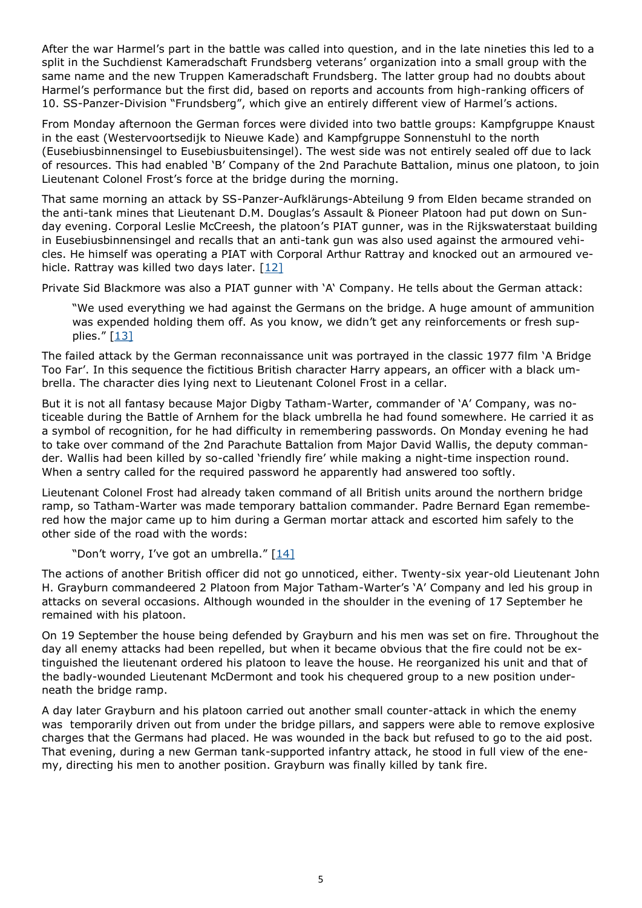After the war Harmel's part in the battle was called into question, and in the late nineties this led to a split in the Suchdienst Kameradschaft Frundsberg veterans' organization into a small group with the same name and the new Truppen Kameradschaft Frundsberg. The latter group had no doubts about Harmel's performance but the first did, based on reports and accounts from high-ranking officers of 10. SS-Panzer-Division "Frundsberg", which give an entirely different view of Harmel's actions.

From Monday afternoon the German forces were divided into two battle groups: Kampfgruppe Knaust in the east (Westervoortsedijk to Nieuwe Kade) and Kampfgruppe Sonnenstuhl to the north (Eusebiusbinnensingel to Eusebiusbuitensingel). The west side was not entirely sealed off due to lack of resources. This had enabled 'B' Company of the 2nd Parachute Battalion, minus one platoon, to join Lieutenant Colonel Frost's force at the bridge during the morning.

That same morning an attack by SS-Panzer-Aufklärungs-Abteilung 9 from Elden became stranded on the anti-tank mines that Lieutenant D.M. Douglas's Assault & Pioneer Platoon had put down on Sunday evening. Corporal Leslie McCreesh, the platoon's PIAT gunner, was in the Rijkswaterstaat building in Eusebiusbinnensingel and recalls that an anti-tank gun was also used against the armoured vehicles. He himself was operating a PIAT with Corporal Arthur Rattray and knocked out an armoured vehicle. Rattray was killed two days later. [12]

Private Sid Blackmore was also a PIAT gunner with 'A' Company. He tells about the German attack:

> "We used everything we had against the Germans on the bridge. A huge amount of ammunition was expended holding them off. As you know, we didn't get any reinforcements or fresh supplies." [13]

The failed attack by the German reconnaissance unit was portrayed in the classic 1977 film 'A Bridge Too Far'. In this sequence the fictitious British character Harry appears, an officer with a black umbrella. The character dies lying next to Lieutenant Colonel Frost in a cellar.

But it is not all fantasy because Major Digby Tatham-Warter, commander of 'A' Company, was noticeable during the Battle of Arnhem for the black umbrella he had found somewhere. He carried it as a symbol of recognition, for he had difficulty in remembering passwords. On Monday evening he had to take over command of the 2nd Parachute Battalion from Major David Wallis, the deputy commander. Wallis had been killed by so-called 'friendly fire' while making a night-time inspection round. When a sentry called for the required password he apparently had answered too softly.

Lieutenant Colonel Frost had already taken command of all British units around the northern bridge ramp, so Tatham-Warter was made temporary battalion commander. Padre Bernard Egan remembered how the major came up to him during a German mortar attack and escorted him safely to the other side of the road with the words:

> "Don't worry, I've got an umbrella." [14]

The actions of another British officer did not go unnoticed, either. Twenty-six year-old Lieutenant John H. Grayburn commandeered 2 Platoon from Major Tatham-Warter's 'A' Company and led his group in attacks on several occasions. Although wounded in the shoulder in the evening of 17 September he remained with his platoon.

On 19 September the house being defended by Grayburn and his men was set on fire. Throughout the day all enemy attacks had been repelled, but when it became obvious that the fire could not be extinguished the lieutenant ordered his platoon to leave the house. He reorganized his unit and that of the badly-wounded Lieutenant McDermont and took his chequered group to a new position underneath the bridge ramp.

A day later Grayburn and his platoon carried out another small counter-attack in which the enemy was temporarily driven out from under the bridge pillars, and sappers were able to remove explosive charges that the Germans had placed. He was wounded in the back but refused to go to the aid post. That evening, during a new German tank-supported infantry attack, he stood in full view of the enemy, directing his men to another position. Grayburn was finally killed by tank fire.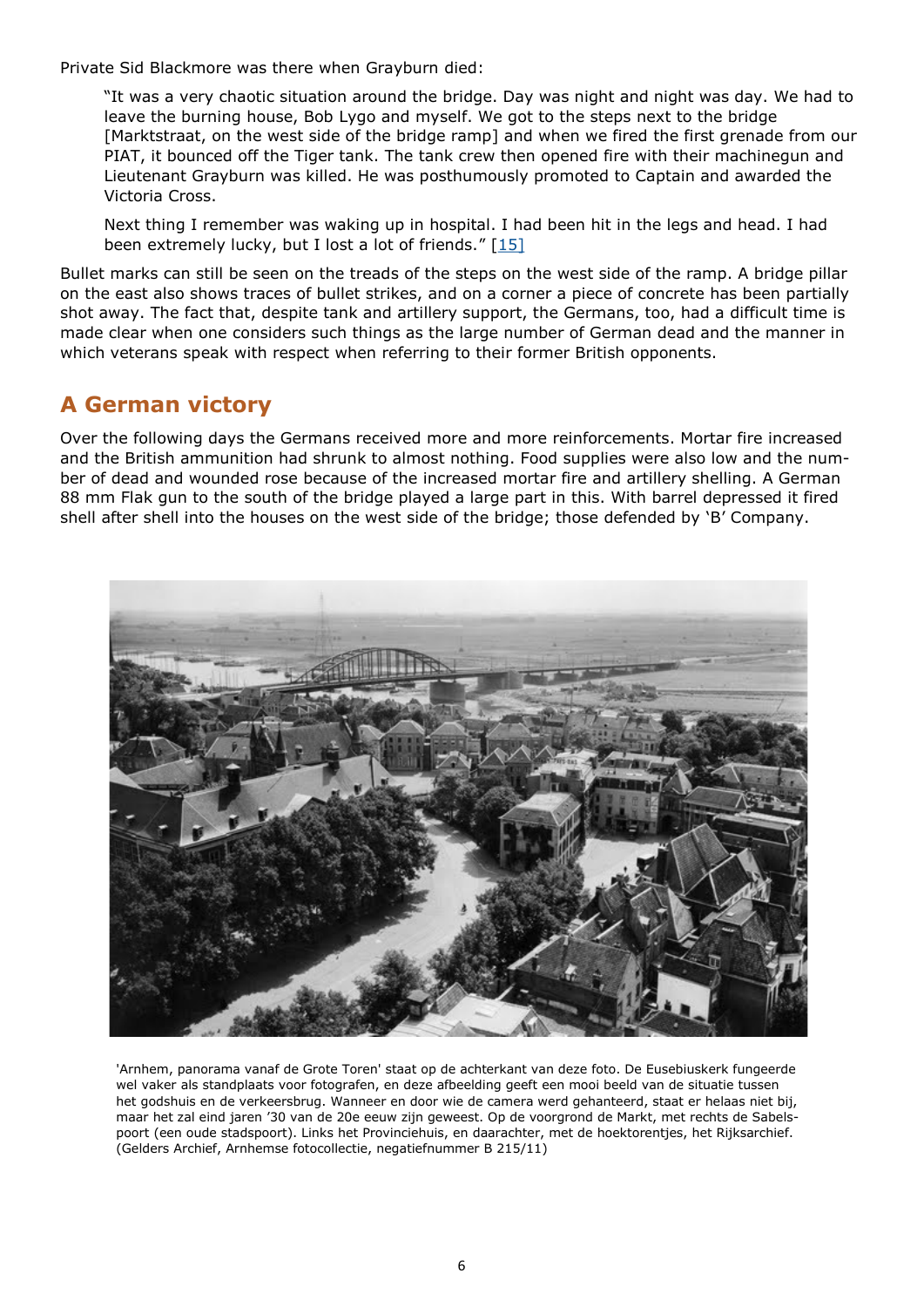Private Sid Blackmore was there when Grayburn died:

> "It was a very chaotic situation around the bridge. Day was night and night was day. We had to leave the burning house, Bob Lygo and myself. We got to the steps next to the bridge [Marktstraat, on the west side of the bridge ramp] and when we fired the first grenade from our PIAT, it bounced off the Tiger tank. The tank crew then opened fire with their machinegun and Lieutenant Grayburn was killed. He was posthumously promoted to Captain and awarded the Victoria Cross.
>
> Next thing I remember was waking up in hospital. I had been hit in the legs and head. I had been extremely lucky, but I lost a lot of friends." [15]

Bullet marks can still be seen on the treads of the steps on the west side of the ramp. A bridge pillar on the east also shows traces of bullet strikes, and on a corner a piece of concrete has been partially shot away. The fact that, despite tank and artillery support, the Germans, too, had a difficult time is made clear when one considers such things as the large number of German dead and the manner in which veterans speak with respect when referring to their former British opponents.

## A German victory

Over the following days the Germans received more and more reinforcements. Mortar fire increased and the British ammunition had shrunk to almost nothing. Food supplies were also low and the number of dead and wounded rose because of the increased mortar fire and artillery shelling. A German 88 mm Flak gun to the south of the bridge played a large part in this. With barrel depressed it fired shell after shell into the houses on the west side of the bridge; those defended by 'B' Company.

'Arnhem, panorama vanaf de Grote Toren' staat op de achterkant van deze foto. De Eusebiuskerk fungeerde wel vaker als standplaats voor fotografen, en deze afbeelding geeft een mooi beeld van de situatie tussen het godshuis en de verkeersbrug. Wanneer en door wie de camera werd gehanteerd, staat er helaas niet bij, maar het zal eind jaren '30 van de 20e eeuw zijn geweest. Op de voorgrond de Markt, met rechts de Sabelspoort (een oude stadspoort). Links het Provinciehuis, en daarachter, met de hoektorentjes, het Rijksarchief. (Gelders Archief, Arnhemse fotocollectie, negatiefnummer B 215/11)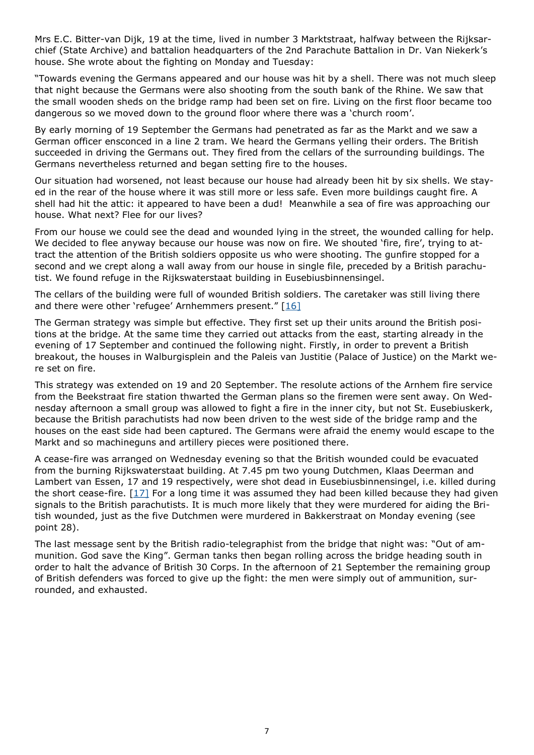Mrs E.C. Bitter-van Dijk, 19 at the time, lived in number 3 Marktstraat, halfway between the Rijksarchief (State Archive) and battalion headquarters of the 2nd Parachute Battalion in Dr. Van Niekerk's house. She wrote about the fighting on Monday and Tuesday:

"Towards evening the Germans appeared and our house was hit by a shell. There was not much sleep that night because the Germans were also shooting from the south bank of the Rhine. We saw that the small wooden sheds on the bridge ramp had been set on fire. Living on the first floor became too dangerous so we moved down to the ground floor where there was a 'church room'.

By early morning of 19 September the Germans had penetrated as far as the Markt and we saw a German officer ensconced in a line 2 tram. We heard the Germans yelling their orders. The British succeeded in driving the Germans out. They fired from the cellars of the surrounding buildings. The Germans nevertheless returned and began setting fire to the houses.

Our situation had worsened, not least because our house had already been hit by six shells. We stayed in the rear of the house where it was still more or less safe. Even more buildings caught fire. A shell had hit the attic: it appeared to have been a dud! Meanwhile a sea of fire was approaching our house. What next? Flee for our lives?

From our house we could see the dead and wounded lying in the street, the wounded calling for help. We decided to flee anyway because our house was now on fire. We shouted 'fire, fire', trying to attract the attention of the British soldiers opposite us who were shooting. The gunfire stopped for a second and we crept along a wall away from our house in single file, preceded by a British parachutist. We found refuge in the Rijkswaterstaat building in Eusebiusbinnensingel.

The cellars of the building were full of wounded British soldiers. The caretaker was still living there and there were other 'refugee' Arnhemmers present." [16]

The German strategy was simple but effective. They first set up their units around the British positions at the bridge. At the same time they carried out attacks from the east, starting already in the evening of 17 September and continued the following night. Firstly, in order to prevent a British breakout, the houses in Walburgisplein and the Paleis van Justitie (Palace of Justice) on the Markt were set on fire.

This strategy was extended on 19 and 20 September. The resolute actions of the Arnhem fire service from the Beekstraat fire station thwarted the German plans so the firemen were sent away. On Wednesday afternoon a small group was allowed to fight a fire in the inner city, but not St. Eusebiuskerk, because the British parachutists had now been driven to the west side of the bridge ramp and the houses on the east side had been captured. The Germans were afraid the enemy would escape to the Markt and so machineguns and artillery pieces were positioned there.

A cease-fire was arranged on Wednesday evening so that the British wounded could be evacuated from the burning Rijkswaterstaat building. At 7.45 pm two young Dutchmen, Klaas Deerman and Lambert van Essen, 17 and 19 respectively, were shot dead in Eusebiusbinnensingel, i.e. killed during the short cease-fire. [17] For a long time it was assumed they had been killed because they had given signals to the British parachutists. It is much more likely that they were murdered for aiding the British wounded, just as the five Dutchmen were murdered in Bakkerstraat on Monday evening (see point 28).

The last message sent by the British radio-telegraphist from the bridge that night was: "Out of ammunition. God save the King". German tanks then began rolling across the bridge heading south in order to halt the advance of British 30 Corps. In the afternoon of 21 September the remaining group of British defenders was forced to give up the fight: the men were simply out of ammunition, surrounded, and exhausted.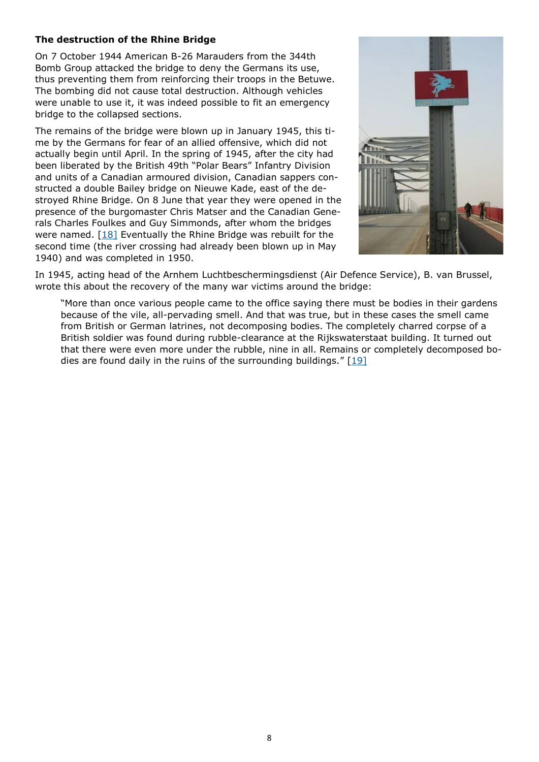**The destruction of the Rhine Bridge**

On 7 October 1944 American B-26 Marauders from the 344th Bomb Group attacked the bridge to deny the Germans its use, thus preventing them from reinforcing their troops in the Betuwe. The bombing did not cause total destruction. Although vehicles were unable to use it, it was indeed possible to fit an emergency bridge to the collapsed sections.

The remains of the bridge were blown up in January 1945, this time by the Germans for fear of an allied offensive, which did not actually begin until April. In the spring of 1945, after the city had been liberated by the British 49th "Polar Bears" Infantry Division and units of a Canadian armoured division, Canadian sappers constructed a double Bailey bridge on Nieuwe Kade, east of the destroyed Rhine Bridge. On 8 June that year they were opened in the presence of the burgomaster Chris Matser and the Canadian Generals Charles Foulkes and Guy Simmonds, after whom the bridges were named. [18] Eventually the Rhine Bridge was rebuilt for the second time (the river crossing had already been blown up in May 1940) and was completed in 1950.

In 1945, acting head of the Arnhem Luchtbeschermingsdienst (Air Defence Service), B. van Brussel, wrote this about the recovery of the many war victims around the bridge:

> "More than once various people came to the office saying there must be bodies in their gardens because of the vile, all-pervading smell. And that was true, but in these cases the smell came from British or German latrines, not decomposing bodies. The completely charred corpse of a British soldier was found during rubble-clearance at the Rijkswaterstaat building. It turned out that there were even more under the rubble, nine in all. Remains or completely decomposed bodies are found daily in the ruins of the surrounding buildings." [19]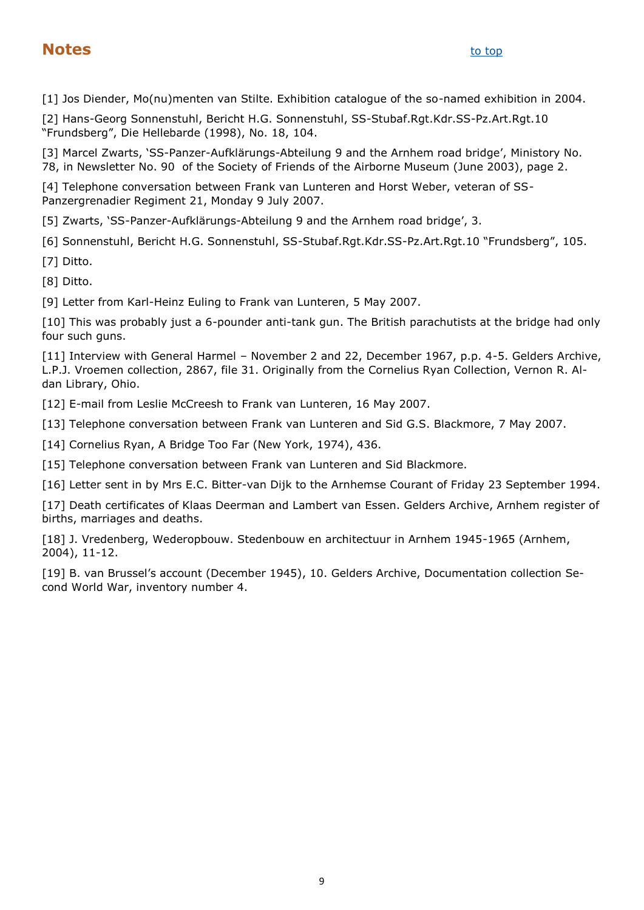## Notes

to top

[1] Jos Diender, Mo(nu)menten van Stilte. Exhibition catalogue of the so-named exhibition in 2004.

[2] Hans-Georg Sonnenstuhl, Bericht H.G. Sonnenstuhl, SS-Stubaf.Rgt.Kdr.SS-Pz.Art.Rgt.10 "Frundsberg", Die Hellebarde (1998), No. 18, 104.

[3] Marcel Zwarts, 'SS-Panzer-Aufklärungs-Abteilung 9 and the Arnhem road bridge', Ministory No. 78, in Newsletter No. 90 of the Society of Friends of the Airborne Museum (June 2003), page 2.

[4] Telephone conversation between Frank van Lunteren and Horst Weber, veteran of SS-Panzergrenadier Regiment 21, Monday 9 July 2007.

[5] Zwarts, 'SS-Panzer-Aufklärungs-Abteilung 9 and the Arnhem road bridge', 3.

[6] Sonnenstuhl, Bericht H.G. Sonnenstuhl, SS-Stubaf.Rgt.Kdr.SS-Pz.Art.Rgt.10 "Frundsberg", 105.

[7] Ditto.

[8] Ditto.

[9] Letter from Karl-Heinz Euling to Frank van Lunteren, 5 May 2007.

[10] This was probably just a 6-pounder anti-tank gun. The British parachutists at the bridge had only four such guns.

[11] Interview with General Harmel – November 2 and 22, December 1967, p.p. 4-5. Gelders Archive, L.P.J. Vroemen collection, 2867, file 31. Originally from the Cornelius Ryan Collection, Vernon R. Aldan Library, Ohio.

[12] E-mail from Leslie McCreesh to Frank van Lunteren, 16 May 2007.

[13] Telephone conversation between Frank van Lunteren and Sid G.S. Blackmore, 7 May 2007.

[14] Cornelius Ryan, A Bridge Too Far (New York, 1974), 436.

[15] Telephone conversation between Frank van Lunteren and Sid Blackmore.

[16] Letter sent in by Mrs E.C. Bitter-van Dijk to the Arnhemse Courant of Friday 23 September 1994.

[17] Death certificates of Klaas Deerman and Lambert van Essen. Gelders Archive, Arnhem register of births, marriages and deaths.

[18] J. Vredenberg, Wederopbouw. Stedenbouw en architectuur in Arnhem 1945-1965 (Arnhem, 2004), 11-12.

[19] B. van Brussel's account (December 1945), 10. Gelders Archive, Documentation collection Second World War, inventory number 4.